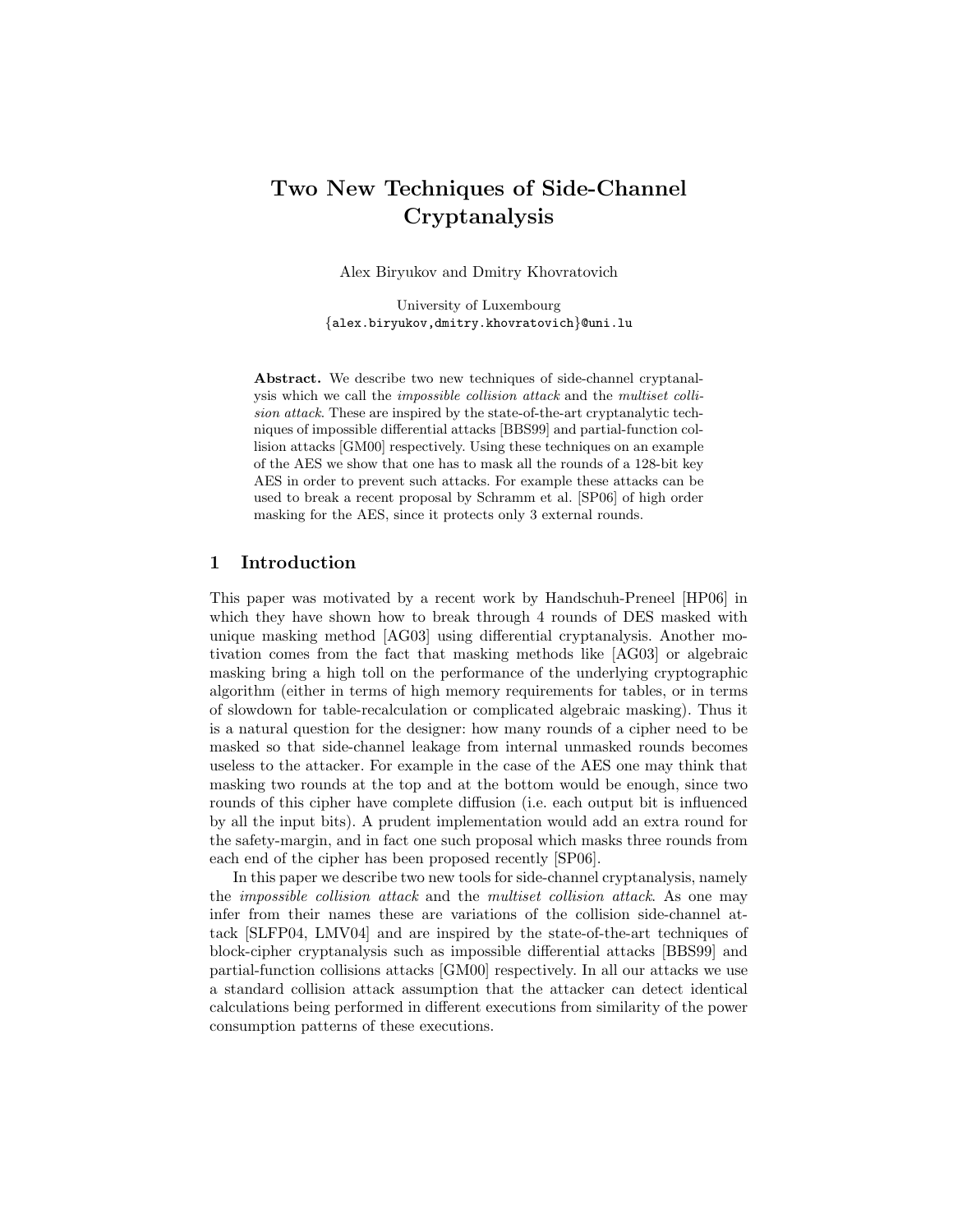# Two New Techniques of Side-Channel Cryptanalysis

Alex Biryukov and Dmitry Khovratovich

University of Luxembourg
{alex.biryukov,dmitry.khovratovich}@uni.lu

**Abstract.** We describe two new techniques of side-channel cryptanalysis which we call the *impossible collision attack* and the *multiset collision attack*. These are inspired by the state-of-the-art cryptanalytic techniques of impossible differential attacks [BBS99] and partial-function collision attacks [GM00] respectively. Using these techniques on an example of the AES we show that one has to mask all the rounds of a 128-bit key AES in order to prevent such attacks. For example these attacks can be used to break a recent proposal by Schramm et al. [SP06] of high order masking for the AES, since it protects only 3 external rounds.

## 1 Introduction

This paper was motivated by a recent work by Handschuh-Preneel [HP06] in which they have shown how to break through 4 rounds of DES masked with unique masking method [AG03] using differential cryptanalysis. Another motivation comes from the fact that masking methods like [AG03] or algebraic masking bring a high toll on the performance of the underlying cryptographic algorithm (either in terms of high memory requirements for tables, or in terms of slowdown for table-recalculation or complicated algebraic masking). Thus it is a natural question for the designer: how many rounds of a cipher need to be masked so that side-channel leakage from internal unmasked rounds becomes useless to the attacker. For example in the case of the AES one may think that masking two rounds at the top and at the bottom would be enough, since two rounds of this cipher have complete diffusion (i.e. each output bit is influenced by all the input bits). A prudent implementation would add an extra round for the safety-margin, and in fact one such proposal which masks three rounds from each end of the cipher has been proposed recently [SP06].

In this paper we describe two new tools for side-channel cryptanalysis, namely the *impossible collision attack* and the *multiset collision attack*. As one may infer from their names these are variations of the collision side-channel attack [SLFP04, LMV04] and are inspired by the state-of-the-art techniques of block-cipher cryptanalysis such as impossible differential attacks [BBS99] and partial-function collisions attacks [GM00] respectively. In all our attacks we use a standard collision attack assumption that the attacker can detect identical calculations being performed in different executions from similarity of the power consumption patterns of these executions.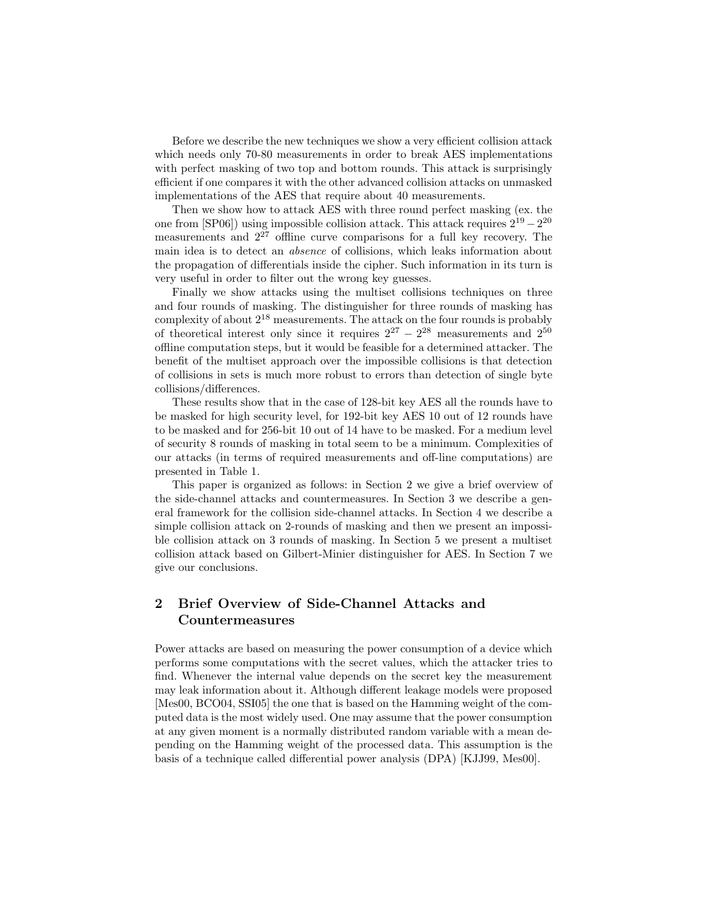Before we describe the new techniques we show a very efficient collision attack which needs only 70-80 measurements in order to break AES implementations with perfect masking of two top and bottom rounds. This attack is surprisingly efficient if one compares it with the other advanced collision attacks on unmasked implementations of the AES that require about 40 measurements.

Then we show how to attack AES with three round perfect masking (ex. the one from [SP06]) using impossible collision attack. This attack requires $2^{19} - 2^{20}$ measurements and $2^{27}$ offline curve comparisons for a full key recovery. The main idea is to detect an *absence* of collisions, which leaks information about the propagation of differentials inside the cipher. Such information in its turn is very useful in order to filter out the wrong key guesses.

Finally we show attacks using the multiset collisions techniques on three and four rounds of masking. The distinguisher for three rounds of masking has complexity of about $2^{18}$ measurements. The attack on the four rounds is probably of theoretical interest only since it requires $2^{27} - 2^{28}$ measurements and $2^{50}$ offline computation steps, but it would be feasible for a determined attacker. The benefit of the multiset approach over the impossible collisions is that detection of collisions in sets is much more robust to errors than detection of single byte collisions/differences.

These results show that in the case of 128-bit key AES all the rounds have to be masked for high security level, for 192-bit key AES 10 out of 12 rounds have to be masked and for 256-bit 10 out of 14 have to be masked. For a medium level of security 8 rounds of masking in total seem to be a minimum. Complexities of our attacks (in terms of required measurements and off-line computations) are presented in Table 1.

This paper is organized as follows: in Section 2 we give a brief overview of the side-channel attacks and countermeasures. In Section 3 we describe a general framework for the collision side-channel attacks. In Section 4 we describe a simple collision attack on 2-rounds of masking and then we present an impossible collision attack on 3 rounds of masking. In Section 5 we present a multiset collision attack based on Gilbert-Minier distinguisher for AES. In Section 7 we give our conclusions.

## 2 Brief Overview of Side-Channel Attacks and Countermeasures

Power attacks are based on measuring the power consumption of a device which performs some computations with the secret values, which the attacker tries to find. Whenever the internal value depends on the secret key the measurement may leak information about it. Although different leakage models were proposed [Mes00, BCO04, SSI05] the one that is based on the Hamming weight of the computed data is the most widely used. One may assume that the power consumption at any given moment is a normally distributed random variable with a mean depending on the Hamming weight of the processed data. This assumption is the basis of a technique called differential power analysis (DPA) [KJJ99, Mes00].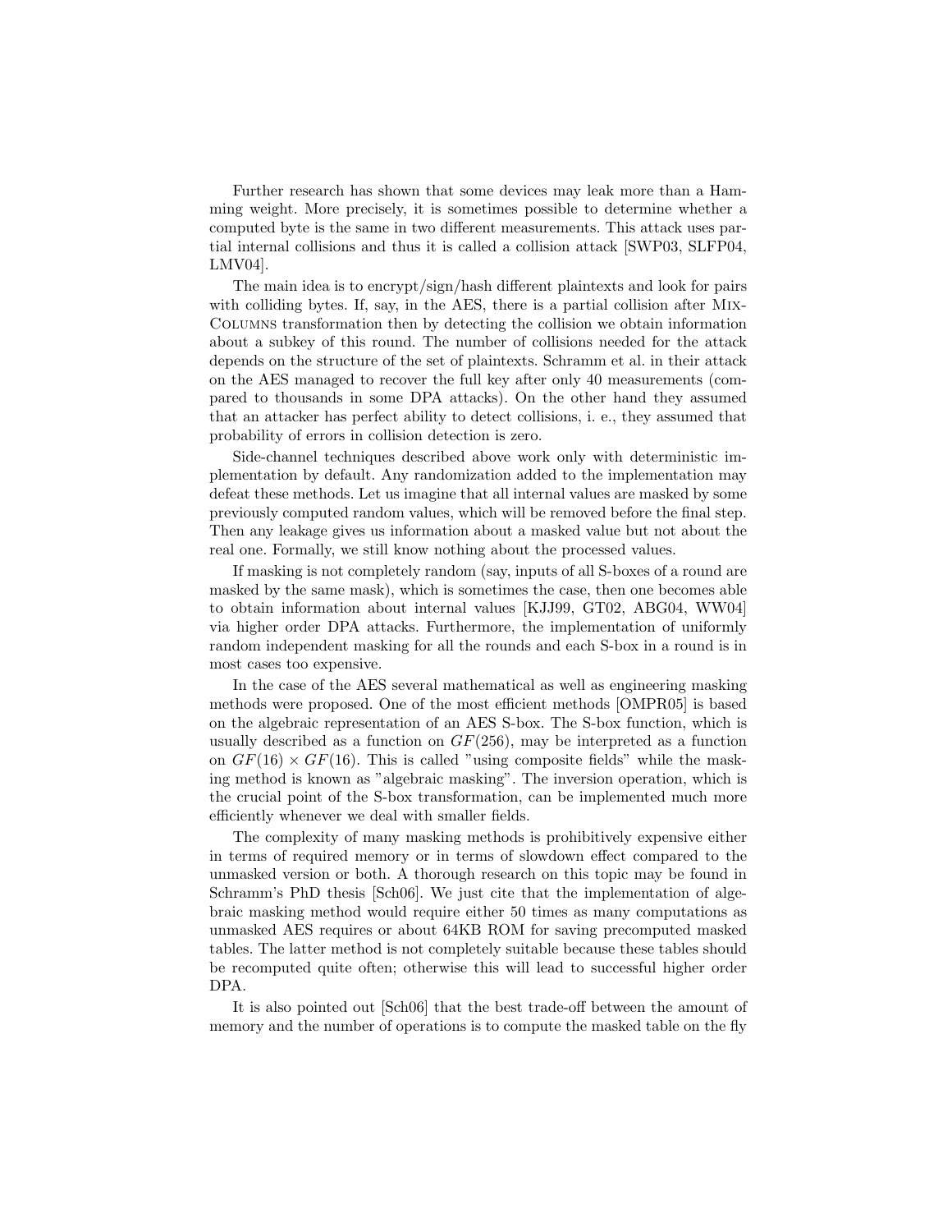Further research has shown that some devices may leak more than a Hamming weight. More precisely, it is sometimes possible to determine whether a computed byte is the same in two different measurements. This attack uses partial internal collisions and thus it is called a collision attack [SWP03, SLFP04, LMV04].

The main idea is to encrypt/sign/hash different plaintexts and look for pairs with colliding bytes. If, say, in the AES, there is a partial collision after MixColumns transformation then by detecting the collision we obtain information about a subkey of this round. The number of collisions needed for the attack depends on the structure of the set of plaintexts. Schramm et al. in their attack on the AES managed to recover the full key after only 40 measurements (compared to thousands in some DPA attacks). On the other hand they assumed that an attacker has perfect ability to detect collisions, i. e., they assumed that probability of errors in collision detection is zero.

Side-channel techniques described above work only with deterministic implementation by default. Any randomization added to the implementation may defeat these methods. Let us imagine that all internal values are masked by some previously computed random values, which will be removed before the final step. Then any leakage gives us information about a masked value but not about the real one. Formally, we still know nothing about the processed values.

If masking is not completely random (say, inputs of all S-boxes of a round are masked by the same mask), which is sometimes the case, then one becomes able to obtain information about internal values [KJJ99, GT02, ABG04, WW04] via higher order DPA attacks. Furthermore, the implementation of uniformly random independent masking for all the rounds and each S-box in a round is in most cases too expensive.

In the case of the AES several mathematical as well as engineering masking methods were proposed. One of the most efficient methods [OMPR05] is based on the algebraic representation of an AES S-box. The S-box function, which is usually described as a function on $GF(256)$, may be interpreted as a function on $GF(16) \times GF(16)$. This is called "using composite fields" while the masking method is known as "algebraic masking". The inversion operation, which is the crucial point of the S-box transformation, can be implemented much more efficiently whenever we deal with smaller fields.

The complexity of many masking methods is prohibitively expensive either in terms of required memory or in terms of slowdown effect compared to the unmasked version or both. A thorough research on this topic may be found in Schramm's PhD thesis [Sch06]. We just cite that the implementation of algebraic masking method would require either 50 times as many computations as unmasked AES requires or about 64KB ROM for saving precomputed masked tables. The latter method is not completely suitable because these tables should be recomputed quite often; otherwise this will lead to successful higher order DPA.

It is also pointed out [Sch06] that the best trade-off between the amount of memory and the number of operations is to compute the masked table on the fly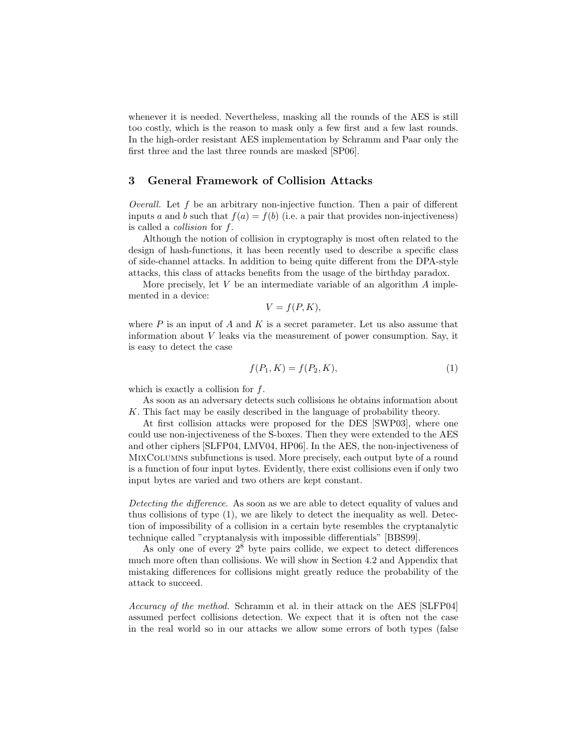whenever it is needed. Nevertheless, masking all the rounds of the AES is still too costly, which is the reason to mask only a few first and a few last rounds. In the high-order resistant AES implementation by Schramm and Paar only the first three and the last three rounds are masked [SP06].

## 3 General Framework of Collision Attacks

*Overall.* Let $f$ be an arbitrary non-injective function. Then a pair of different inputs $a$ and $b$ such that $f(a) = f(b)$ (i.e. a pair that provides non-injectiveness) is called a *collision* for $f$.

Although the notion of collision in cryptography is most often related to the design of hash-functions, it has been recently used to describe a specific class of side-channel attacks. In addition to being quite different from the DPA-style attacks, this class of attacks benefits from the usage of the birthday paradox.

More precisely, let $V$ be an intermediate variable of an algorithm $A$ implemented in a device:

$$V = f(P, K),$$

where $P$ is an input of $A$ and $K$ is a secret parameter. Let us also assume that information about $V$ leaks via the measurement of power consumption. Say, it is easy to detect the case

$$f(P_1, K) = f(P_2, K), \tag{1}$$

which is exactly a collision for $f$.

As soon as an adversary detects such collisions he obtains information about $K$. This fact may be easily described in the language of probability theory.

At first collision attacks were proposed for the DES [SWP03], where one could use non-injectiveness of the S-boxes. Then they were extended to the AES and other ciphers [SLFP04, LMV04, HP06]. In the AES, the non-injectiveness of MixColumns subfunctions is used. More precisely, each output byte of a round is a function of four input bytes. Evidently, there exist collisions even if only two input bytes are varied and two others are kept constant.

*Detecting the difference.* As soon as we are able to detect equality of values and thus collisions of type (1), we are likely to detect the inequality as well. Detection of impossibility of a collision in a certain byte resembles the cryptanalytic technique called "cryptanalysis with impossible differentials" [BBS99].

As only one of every $2^8$ byte pairs collide, we expect to detect differences much more often than collisions. We will show in Section 4.2 and Appendix that mistaking differences for collisions might greatly reduce the probability of the attack to succeed.

*Accuracy of the method.* Schramm et al. in their attack on the AES [SLFP04] assumed perfect collisions detection. We expect that it is often not the case in the real world so in our attacks we allow some errors of both types (false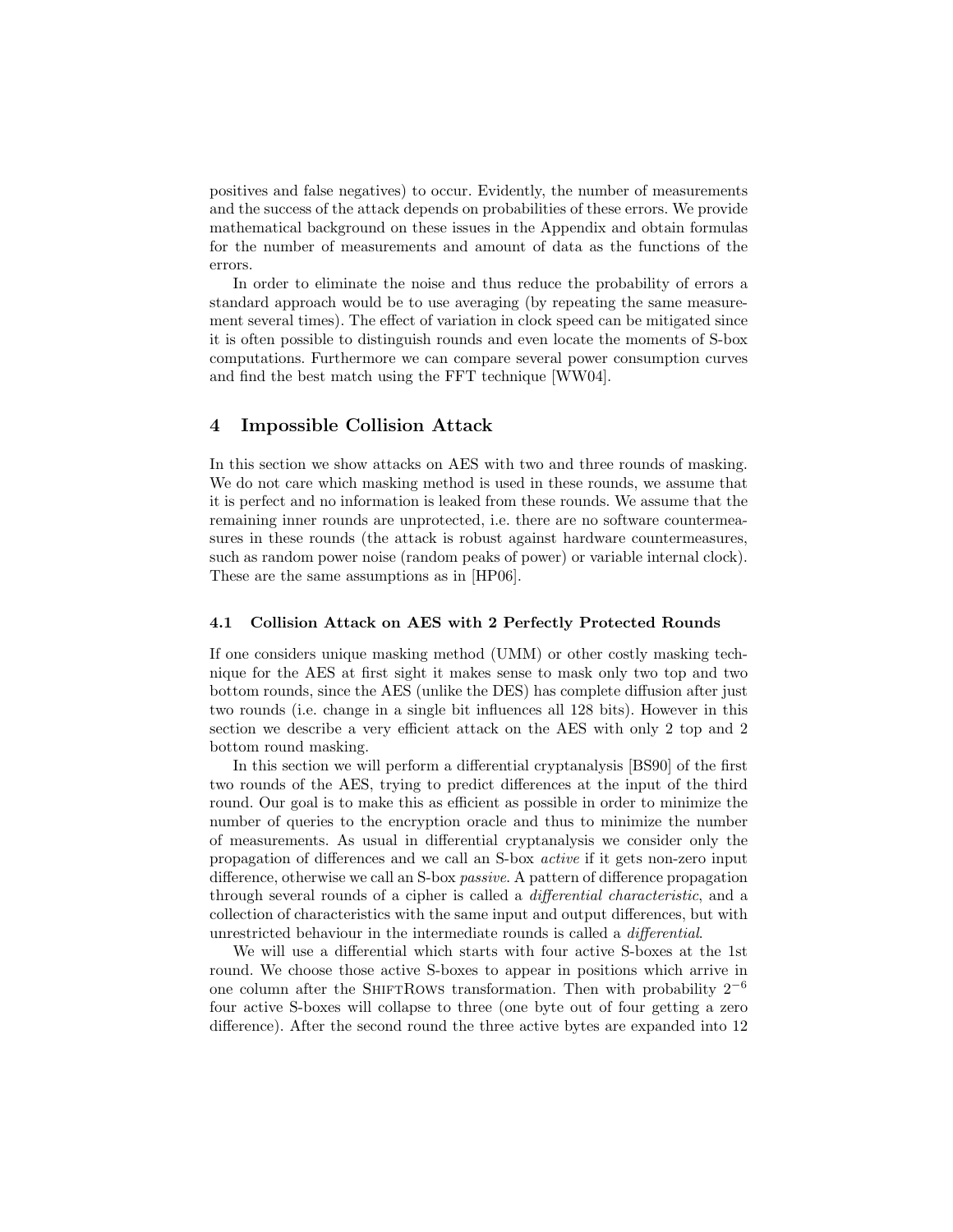positives and false negatives) to occur. Evidently, the number of measurements and the success of the attack depends on probabilities of these errors. We provide mathematical background on these issues in the Appendix and obtain formulas for the number of measurements and amount of data as the functions of the errors.

In order to eliminate the noise and thus reduce the probability of errors a standard approach would be to use averaging (by repeating the same measurement several times). The effect of variation in clock speed can be mitigated since it is often possible to distinguish rounds and even locate the moments of S-box computations. Furthermore we can compare several power consumption curves and find the best match using the FFT technique [WW04].

## 4 Impossible Collision Attack

In this section we show attacks on AES with two and three rounds of masking. We do not care which masking method is used in these rounds, we assume that it is perfect and no information is leaked from these rounds. We assume that the remaining inner rounds are unprotected, i.e. there are no software countermeasures in these rounds (the attack is robust against hardware countermeasures, such as random power noise (random peaks of power) or variable internal clock). These are the same assumptions as in [HP06].

### 4.1 Collision Attack on AES with 2 Perfectly Protected Rounds

If one considers unique masking method (UMM) or other costly masking technique for the AES at first sight it makes sense to mask only two top and two bottom rounds, since the AES (unlike the DES) has complete diffusion after just two rounds (i.e. change in a single bit influences all 128 bits). However in this section we describe a very efficient attack on the AES with only 2 top and 2 bottom round masking.

In this section we will perform a differential cryptanalysis [BS90] of the first two rounds of the AES, trying to predict differences at the input of the third round. Our goal is to make this as efficient as possible in order to minimize the number of queries to the encryption oracle and thus to minimize the number of measurements. As usual in differential cryptanalysis we consider only the propagation of differences and we call an S-box *active* if it gets non-zero input difference, otherwise we call an S-box *passive*. A pattern of difference propagation through several rounds of a cipher is called a *differential characteristic*, and a collection of characteristics with the same input and output differences, but with unrestricted behaviour in the intermediate rounds is called a *differential*.

We will use a differential which starts with four active S-boxes at the 1st round. We choose those active S-boxes to appear in positions which arrive in one column after the ShiftRows transformation. Then with probability $2^{-6}$ four active S-boxes will collapse to three (one byte out of four getting a zero difference). After the second round the three active bytes are expanded into 12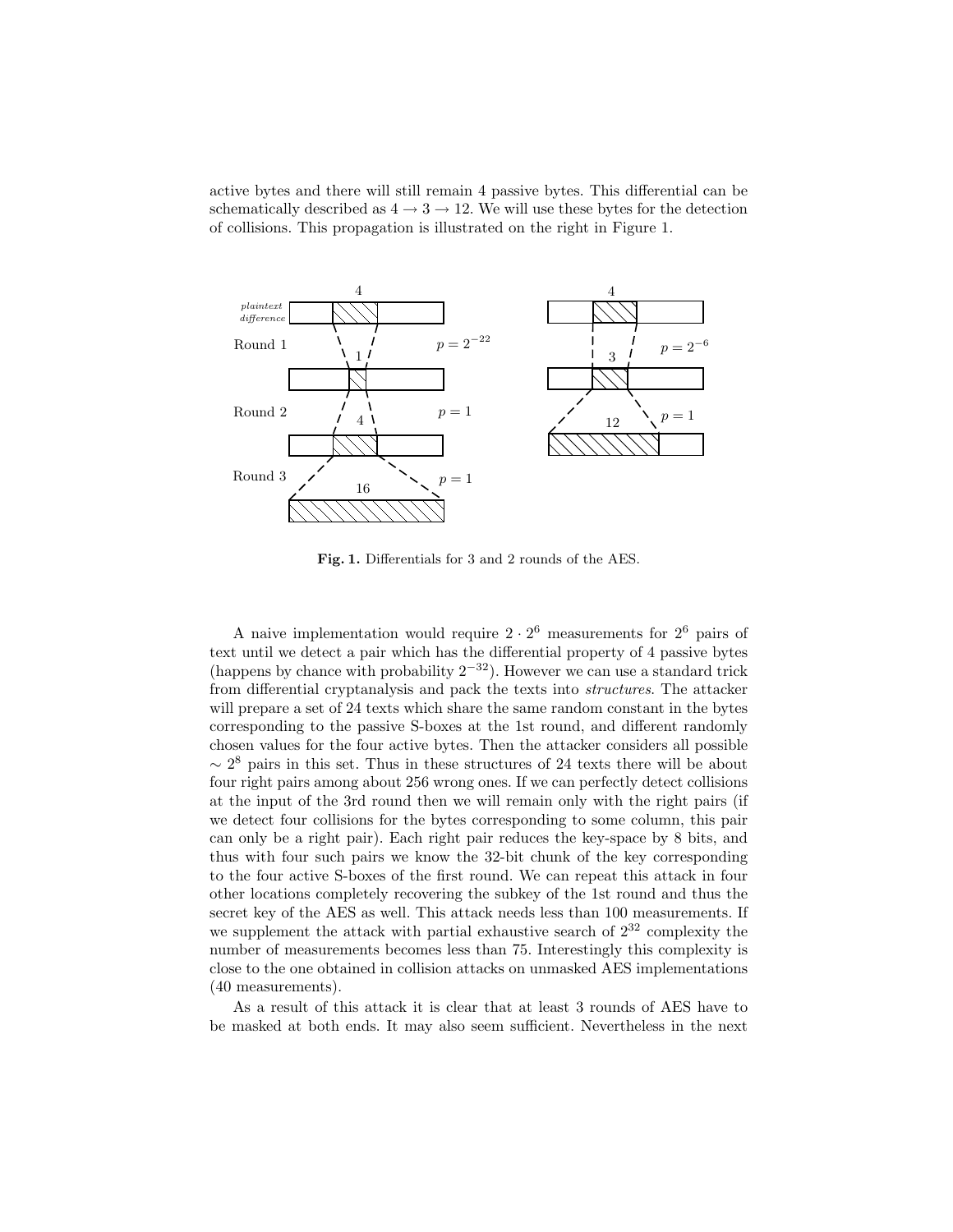active bytes and there will still remain 4 passive bytes. This differential can be schematically described as $4 \to 3 \to 12$. We will use these bytes for the detection of collisions. This propagation is illustrated on the right in Figure 1.

**Fig. 1.** Differentials for 3 and 2 rounds of the AES.

A naive implementation would require $2 \cdot 2^6$ measurements for $2^6$ pairs of text until we detect a pair which has the differential property of 4 passive bytes (happens by chance with probability $2^{-32}$). However we can use a standard trick from differential cryptanalysis and pack the texts into *structures*. The attacker will prepare a set of 24 texts which share the same random constant in the bytes corresponding to the passive S-boxes at the 1st round, and different randomly chosen values for the four active bytes. Then the attacker considers all possible $\sim 2^8$ pairs in this set. Thus in these structures of 24 texts there will be about four right pairs among about 256 wrong ones. If we can perfectly detect collisions at the input of the 3rd round then we will remain only with the right pairs (if we detect four collisions for the bytes corresponding to some column, this pair can only be a right pair). Each right pair reduces the key-space by 8 bits, and thus with four such pairs we know the 32-bit chunk of the key corresponding to the four active S-boxes of the first round. We can repeat this attack in four other locations completely recovering the subkey of the 1st round and thus the secret key of the AES as well. This attack needs less than 100 measurements. If we supplement the attack with partial exhaustive search of $2^{32}$ complexity the number of measurements becomes less than 75. Interestingly this complexity is close to the one obtained in collision attacks on unmasked AES implementations (40 measurements).

As a result of this attack it is clear that at least 3 rounds of AES have to be masked at both ends. It may also seem sufficient. Nevertheless in the next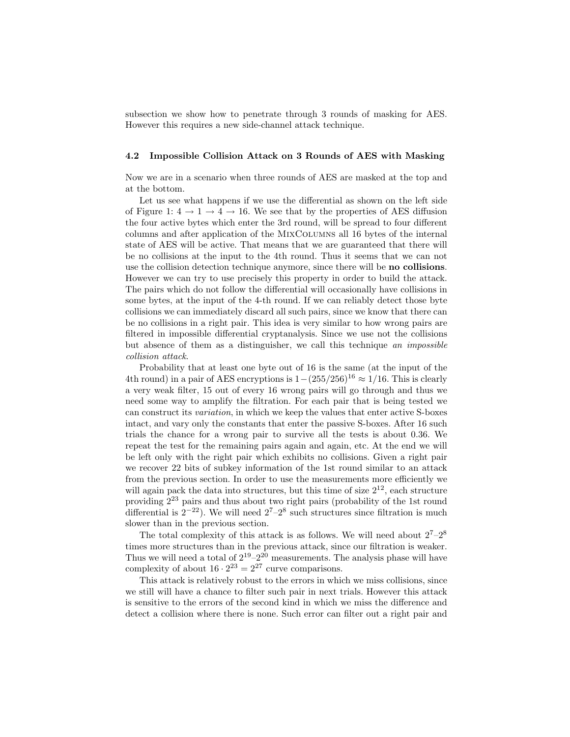subsection we show how to penetrate through 3 rounds of masking for AES. However this requires a new side-channel attack technique.

### 4.2 Impossible Collision Attack on 3 Rounds of AES with Masking

Now we are in a scenario when three rounds of AES are masked at the top and at the bottom.

Let us see what happens if we use the differential as shown on the left side of Figure 1: $4 \to 1 \to 4 \to 16$. We see that by the properties of AES diffusion the four active bytes which enter the 3rd round, will be spread to four different columns and after application of the MixColumns all 16 bytes of the internal state of AES will be active. That means that we are guaranteed that there will be no collisions at the input to the 4th round. Thus it seems that we can not use the collision detection technique anymore, since there will be **no collisions**. However we can try to use precisely this property in order to build the attack. The pairs which do not follow the differential will occasionally have collisions in some bytes, at the input of the 4-th round. If we can reliably detect those byte collisions we can immediately discard all such pairs, since we know that there can be no collisions in a right pair. This idea is very similar to how wrong pairs are filtered in impossible differential cryptanalysis. Since we use not the collisions but absence of them as a distinguisher, we call this technique *an impossible collision attack*.

Probability that at least one byte out of 16 is the same (at the input of the 4th round) in a pair of AES encryptions is $1-(255/256)^{16} \approx 1/16$. This is clearly a very weak filter, 15 out of every 16 wrong pairs will go through and thus we need some way to amplify the filtration. For each pair that is being tested we can construct its *variation*, in which we keep the values that enter active S-boxes intact, and vary only the constants that enter the passive S-boxes. After 16 such trials the chance for a wrong pair to survive all the tests is about 0.36. We repeat the test for the remaining pairs again and again, etc. At the end we will be left only with the right pair which exhibits no collisions. Given a right pair we recover 22 bits of subkey information of the 1st round similar to an attack from the previous section. In order to use the measurements more efficiently we will again pack the data into structures, but this time of size $2^{12}$, each structure providing $2^{23}$ pairs and thus about two right pairs (probability of the 1st round differential is $2^{-22}$). We will need $2^{7}$–$2^{8}$ such structures since filtration is much slower than in the previous section.

The total complexity of this attack is as follows. We will need about $2^{7}$–$2^{8}$ times more structures than in the previous attack, since our filtration is weaker. Thus we will need a total of $2^{19}$–$2^{20}$ measurements. The analysis phase will have complexity of about $16 \cdot 2^{23} = 2^{27}$ curve comparisons.

This attack is relatively robust to the errors in which we miss collisions, since we still will have a chance to filter such pair in next trials. However this attack is sensitive to the errors of the second kind in which we miss the difference and detect a collision where there is none. Such error can filter out a right pair and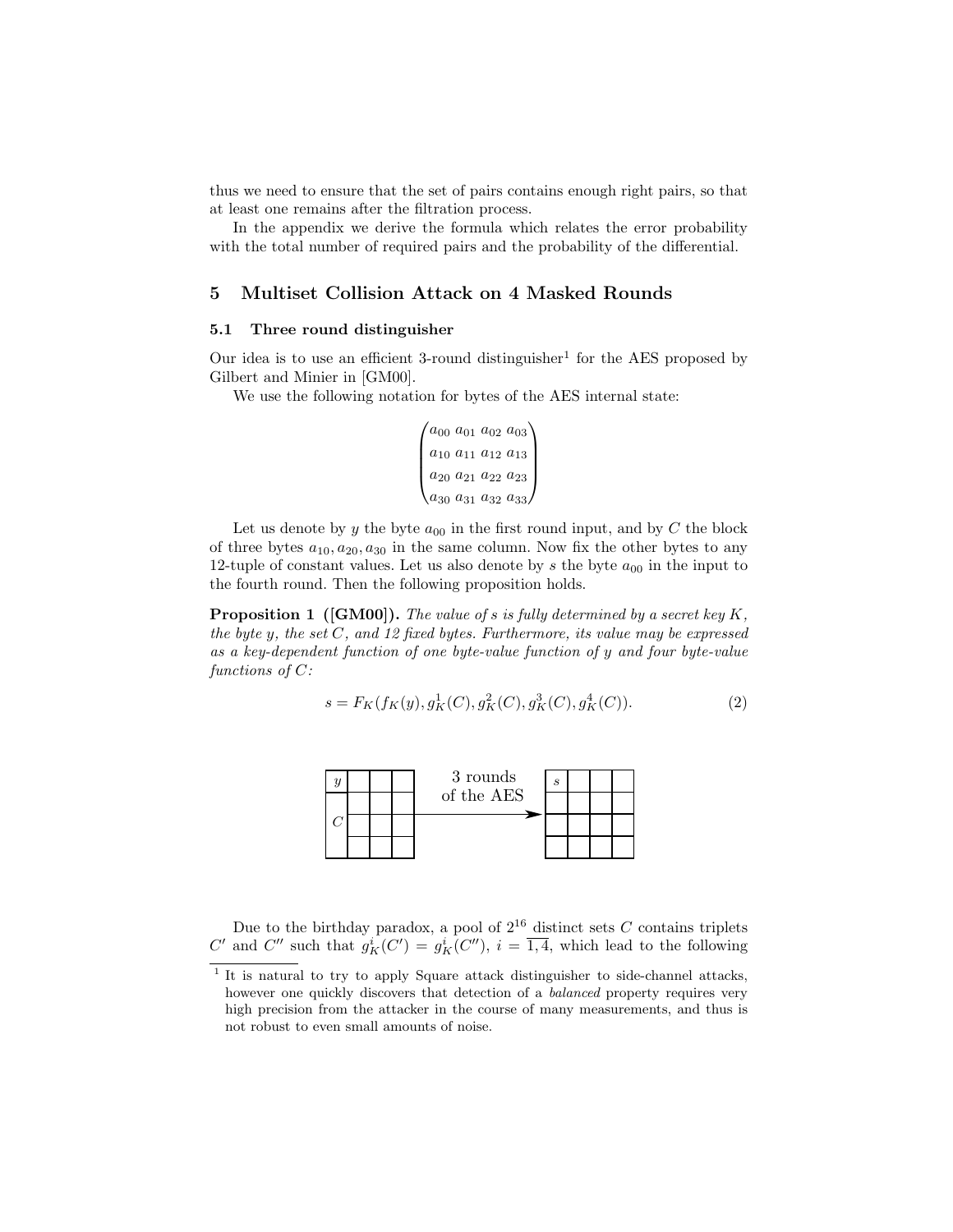thus we need to ensure that the set of pairs contains enough right pairs, so that at least one remains after the filtration process.

In the appendix we derive the formula which relates the error probability with the total number of required pairs and the probability of the differential.

## 5 Multiset Collision Attack on 4 Masked Rounds

### 5.1 Three round distinguisher

Our idea is to use an efficient 3-round distinguisher[1] for the AES proposed by Gilbert and Minier in [GM00].

We use the following notation for bytes of the AES internal state:

$$\begin{pmatrix} a_{00} & a_{01} & a_{02} & a_{03} \\ a_{10} & a_{11} & a_{12} & a_{13} \\ a_{20} & a_{21} & a_{22} & a_{23} \\ a_{30} & a_{31} & a_{32} & a_{33} \end{pmatrix}$$

Let us denote by $y$ the byte $a_{00}$ in the first round input, and by $C$ the block of three bytes $a_{10}, a_{20}, a_{30}$ in the same column. Now fix the other bytes to any 12-tuple of constant values. Let us also denote by $s$ the byte $a_{00}$ in the input to the fourth round. Then the following proposition holds.

**Proposition 1 ([GM00]).** *The value of $s$ is fully determined by a secret key $K$, the byte $y$, the set $C$, and 12 fixed bytes. Furthermore, its value may be expressed as a key-dependent function of one byte-value function of $y$ and four byte-value functions of $C$:*

$$s = F_K(f_K(y), g_K^1(C), g_K^2(C), g_K^3(C), g_K^4(C)). \tag{2}$$

y, C → 3 rounds of the AES → s

Due to the birthday paradox, a pool of $2^{16}$ distinct sets $C$ contains triplets $C'$ and $C''$ such that $g_K^i(C') = g_K^i(C'')$, $i = \overline{1,4}$, which lead to the following

---

[1] It is natural to try to apply Square attack distinguisher to side-channel attacks, however one quickly discovers that detection of a *balanced* property requires very high precision from the attacker in the course of many measurements, and thus is not robust to even small amounts of noise.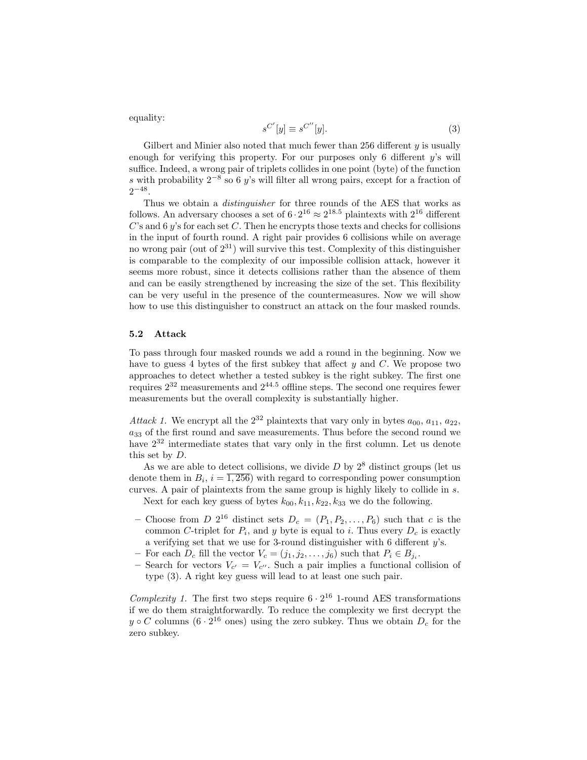equality:

$$s^{C'}[y] \equiv s^{C''}[y]. \tag{3}$$

Gilbert and Minier also noted that much fewer than 256 different $y$ is usually enough for verifying this property. For our purposes only 6 different $y$'s will suffice. Indeed, a wrong pair of triplets collides in one point (byte) of the function $s$ with probability $2^{-8}$ so 6 $y$'s will filter all wrong pairs, except for a fraction of $2^{-48}$.

Thus we obtain a *distinguisher* for three rounds of the AES that works as follows. An adversary chooses a set of $6 \cdot 2^{16} \approx 2^{18.5}$ plaintexts with $2^{16}$ different $C$'s and 6 $y$'s for each set $C$. Then he encrypts those texts and checks for collisions in the input of fourth round. A right pair provides 6 collisions while on average no wrong pair (out of $2^{31}$) will survive this test. Complexity of this distinguisher is comparable to the complexity of our impossible collision attack, however it seems more robust, since it detects collisions rather than the absence of them and can be easily strengthened by increasing the size of the set. This flexibility can be very useful in the presence of the countermeasures. Now we will show how to use this distinguisher to construct an attack on the four masked rounds.

### 5.2 Attack

To pass through four masked rounds we add a round in the beginning. Now we have to guess 4 bytes of the first subkey that affect $y$ and $C$. We propose two approaches to detect whether a tested subkey is the right subkey. The first one requires $2^{32}$ measurements and $2^{44.5}$ offline steps. The second one requires fewer measurements but the overall complexity is substantially higher.

*Attack 1.* We encrypt all the $2^{32}$ plaintexts that vary only in bytes $a_{00}$, $a_{11}$, $a_{22}$, $a_{33}$ of the first round and save measurements. Thus before the second round we have $2^{32}$ intermediate states that vary only in the first column. Let us denote this set by $D$.

As we are able to detect collisions, we divide $D$ by $2^8$ distinct groups (let us denote them in $B_i$, $i = \overline{1, 256}$) with regard to corresponding power consumption curves. A pair of plaintexts from the same group is highly likely to collide in $s$.

Next for each key guess of bytes $k_{00}, k_{11}, k_{22}, k_{33}$ we do the following.

- Choose from $D$ $2^{16}$ distinct sets $D_c = (P_1, P_2, \ldots, P_6)$ such that $c$ is the common $C$-triplet for $P_i$, and $y$ byte is equal to $i$. Thus every $D_c$ is exactly a verifying set that we use for 3-round distinguisher with 6 different $y$'s.
- For each $D_c$ fill the vector $V_c = (j_1, j_2, \ldots, j_6)$ such that $P_i \in B_{j_i}$.
- Search for vectors $V_{c'} = V_{c''}$. Such a pair implies a functional collision of type (3). A right key guess will lead to at least one such pair.

*Complexity 1.* The first two steps require $6 \cdot 2^{16}$ 1-round AES transformations if we do them straightforwardly. To reduce the complexity we first decrypt the $y \circ C$ columns ($6 \cdot 2^{16}$ ones) using the zero subkey. Thus we obtain $D_c$ for the zero subkey.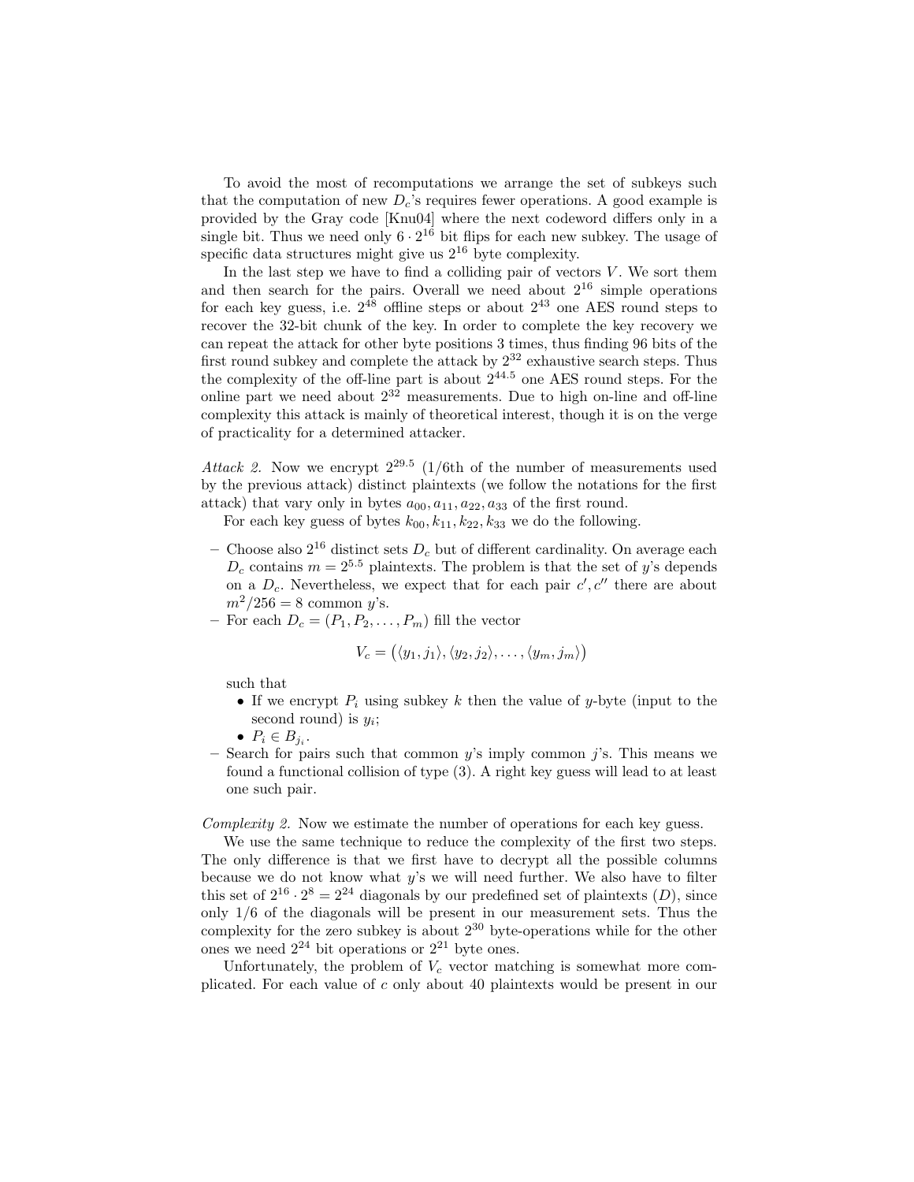To avoid the most of recomputations we arrange the set of subkeys such that the computation of new $D_c$'s requires fewer operations. A good example is provided by the Gray code [Knu04] where the next codeword differs only in a single bit. Thus we need only $6 \cdot 2^{16}$ bit flips for each new subkey. The usage of specific data structures might give us $2^{16}$ byte complexity.

In the last step we have to find a colliding pair of vectors $V$. We sort them and then search for the pairs. Overall we need about $2^{16}$ simple operations for each key guess, i.e. $2^{48}$ offline steps or about $2^{43}$ one AES round steps to recover the 32-bit chunk of the key. In order to complete the key recovery we can repeat the attack for other byte positions 3 times, thus finding 96 bits of the first round subkey and complete the attack by $2^{32}$ exhaustive search steps. Thus the complexity of the off-line part is about $2^{44.5}$ one AES round steps. For the online part we need about $2^{32}$ measurements. Due to high on-line and off-line complexity this attack is mainly of theoretical interest, though it is on the verge of practicality for a determined attacker.

*Attack 2.* Now we encrypt $2^{29.5}$ (1/6th of the number of measurements used by the previous attack) distinct plaintexts (we follow the notations for the first attack) that vary only in bytes $a_{00}, a_{11}, a_{22}, a_{33}$ of the first round.

For each key guess of bytes $k_{00}, k_{11}, k_{22}, k_{33}$ we do the following.

- Choose also $2^{16}$ distinct sets $D_c$ but of different cardinality. On average each $D_c$ contains $m = 2^{5.5}$ plaintexts. The problem is that the set of $y$'s depends on a $D_c$. Nevertheless, we expect that for each pair $c', c''$ there are about $m^2/256 = 8$ common $y$'s.
- For each $D_c = (P_1, P_2, \ldots, P_m)$ fill the vector

$$V_c = \big(\langle y_1, j_1\rangle, \langle y_2, j_2\rangle, \ldots, \langle y_m, j_m\rangle\big)$$

  such that
  - If we encrypt $P_i$ using subkey $k$ then the value of $y$-byte (input to the second round) is $y_i$;
  - $P_i \in B_{j_i}$.
- Search for pairs such that common $y$'s imply common $j$'s. This means we found a functional collision of type (3). A right key guess will lead to at least one such pair.

*Complexity 2.* Now we estimate the number of operations for each key guess.

We use the same technique to reduce the complexity of the first two steps. The only difference is that we first have to decrypt all the possible columns because we do not know what $y$'s we will need further. We also have to filter this set of $2^{16} \cdot 2^8 = 2^{24}$ diagonals by our predefined set of plaintexts ($D$), since only 1/6 of the diagonals will be present in our measurement sets. Thus the complexity for the zero subkey is about $2^{30}$ byte-operations while for the other ones we need $2^{24}$ bit operations or $2^{21}$ byte ones.

Unfortunately, the problem of $V_c$ vector matching is somewhat more complicated. For each value of $c$ only about 40 plaintexts would be present in our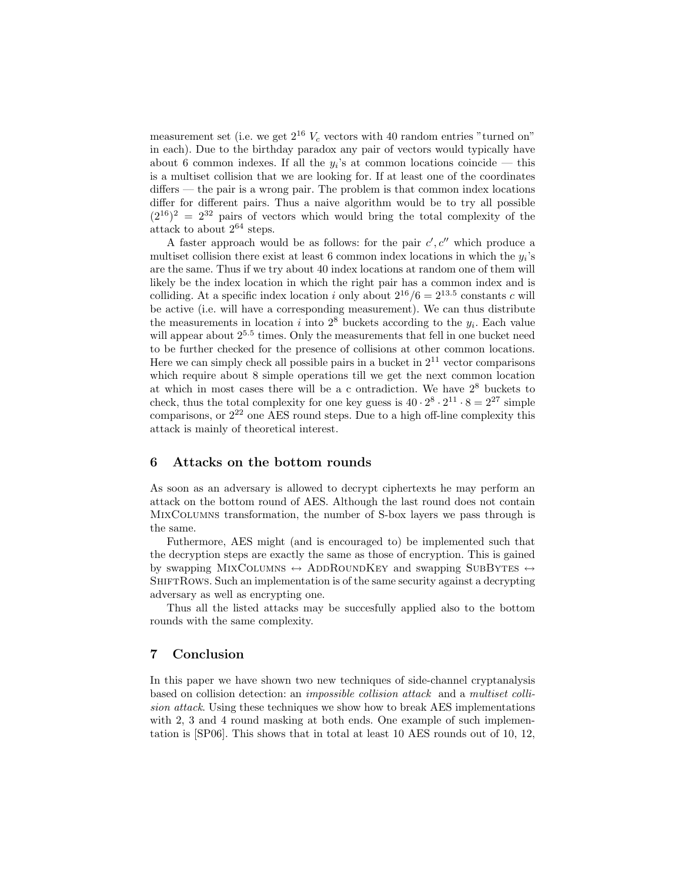measurement set (i.e. we get $2^{16}$ $V_c$ vectors with 40 random entries "turned on" in each). Due to the birthday paradox any pair of vectors would typically have about 6 common indexes. If all the $y_i$'s at common locations coincide — this is a multiset collision that we are looking for. If at least one of the coordinates differs — the pair is a wrong pair. The problem is that common index locations differ for different pairs. Thus a naive algorithm would be to try all possible $(2^{16})^2 = 2^{32}$ pairs of vectors which would bring the total complexity of the attack to about $2^{64}$ steps.

A faster approach would be as follows: for the pair $c', c''$ which produce a multiset collision there exist at least 6 common index locations in which the $y_i$'s are the same. Thus if we try about 40 index locations at random one of them will likely be the index location in which the right pair has a common index and is colliding. At a specific index location $i$ only about $2^{16}/6 = 2^{13.5}$ constants $c$ will be active (i.e. will have a corresponding measurement). We can thus distribute the measurements in location $i$ into $2^8$ buckets according to the $y_i$. Each value will appear about $2^{5.5}$ times. Only the measurements that fell in one bucket need to be further checked for the presence of collisions at other common locations. Here we can simply check all possible pairs in a bucket in $2^{11}$ vector comparisons which require about 8 simple operations till we get the next common location at which in most cases there will be a c ontradiction. We have $2^8$ buckets to check, thus the total complexity for one key guess is $40 \cdot 2^8 \cdot 2^{11} \cdot 8 = 2^{27}$ simple comparisons, or $2^{22}$ one AES round steps. Due to a high off-line complexity this attack is mainly of theoretical interest.

## 6 Attacks on the bottom rounds

As soon as an adversary is allowed to decrypt ciphertexts he may perform an attack on the bottom round of AES. Although the last round does not contain MixColumns transformation, the number of S-box layers we pass through is the same.

Futhermore, AES might (and is encouraged to) be implemented such that the decryption steps are exactly the same as those of encryption. This is gained by swapping MixColumns $\leftrightarrow$ AddRoundKey and swapping SubBytes $\leftrightarrow$ ShiftRows. Such an implementation is of the same security against a decrypting adversary as well as encrypting one.

Thus all the listed attacks may be succesfully applied also to the bottom rounds with the same complexity.

## 7 Conclusion

In this paper we have shown two new techniques of side-channel cryptanalysis based on collision detection: an *impossible collision attack* and a *multiset collision attack*. Using these techniques we show how to break AES implementations with 2, 3 and 4 round masking at both ends. One example of such implementation is [SP06]. This shows that in total at least 10 AES rounds out of 10, 12,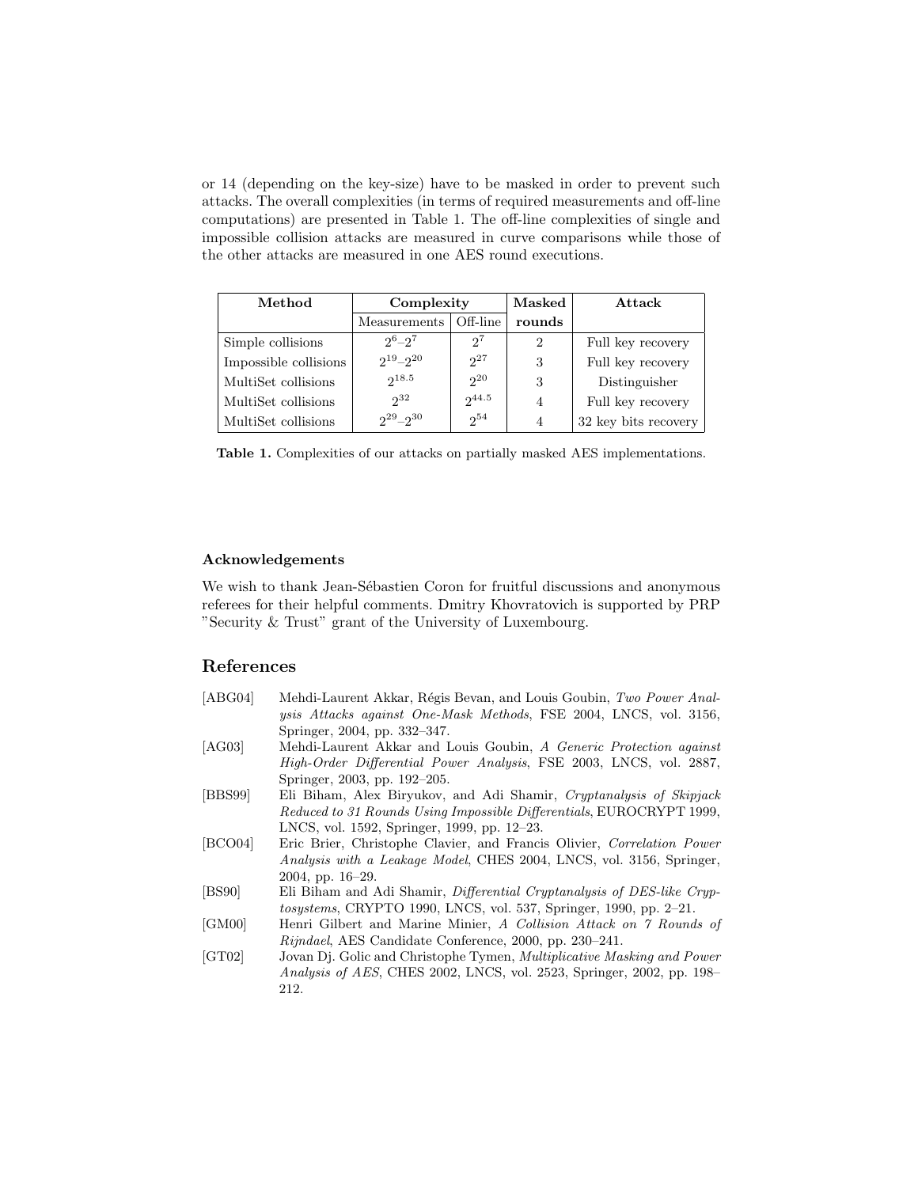or 14 (depending on the key-size) have to be masked in order to prevent such attacks. The overall complexities (in terms of required measurements and off-line computations) are presented in Table 1. The off-line complexities of single and impossible collision attacks are measured in curve comparisons while those of the other attacks are measured in one AES round executions.

| **Method** | **Complexity** | | **Masked** | **Attack** |
|---|---|---|---|---|
| | Measurements | Off-line | **rounds** | |
| Simple collisions | $2^6$–$2^7$ | $2^7$ | 2 | Full key recovery |
| Impossible collisions | $2^{19}$–$2^{20}$ | $2^{27}$ | 3 | Full key recovery |
| MultiSet collisions | $2^{18.5}$ | $2^{20}$ | 3 | Distinguisher |
| MultiSet collisions | $2^{32}$ | $2^{44.5}$ | 4 | Full key recovery |
| MultiSet collisions | $2^{29}$–$2^{30}$ | $2^{54}$ | 4 | 32 key bits recovery |

**Table 1.** Complexities of our attacks on partially masked AES implementations.

#### Acknowledgements

We wish to thank Jean-Sébastien Coron for fruitful discussions and anonymous referees for their helpful comments. Dmitry Khovratovich is supported by PRP "Security & Trust" grant of the University of Luxembourg.

## References

[ABG04] Mehdi-Laurent Akkar, Régis Bevan, and Louis Goubin, *Two Power Analysis Attacks against One-Mask Methods*, FSE 2004, LNCS, vol. 3156, Springer, 2004, pp. 332–347.

[AG03] Mehdi-Laurent Akkar and Louis Goubin, *A Generic Protection against High-Order Differential Power Analysis*, FSE 2003, LNCS, vol. 2887, Springer, 2003, pp. 192–205.

[BBS99] Eli Biham, Alex Biryukov, and Adi Shamir, *Cryptanalysis of Skipjack Reduced to 31 Rounds Using Impossible Differentials*, EUROCRYPT 1999, LNCS, vol. 1592, Springer, 1999, pp. 12–23.

[BCO04] Eric Brier, Christophe Clavier, and Francis Olivier, *Correlation Power Analysis with a Leakage Model*, CHES 2004, LNCS, vol. 3156, Springer, 2004, pp. 16–29.

[BS90] Eli Biham and Adi Shamir, *Differential Cryptanalysis of DES-like Cryptosystems*, CRYPTO 1990, LNCS, vol. 537, Springer, 1990, pp. 2–21.

[GM00] Henri Gilbert and Marine Minier, *A Collision Attack on 7 Rounds of Rijndael*, AES Candidate Conference, 2000, pp. 230–241.

[GT02] Jovan Dj. Golic and Christophe Tymen, *Multiplicative Masking and Power Analysis of AES*, CHES 2002, LNCS, vol. 2523, Springer, 2002, pp. 198–212.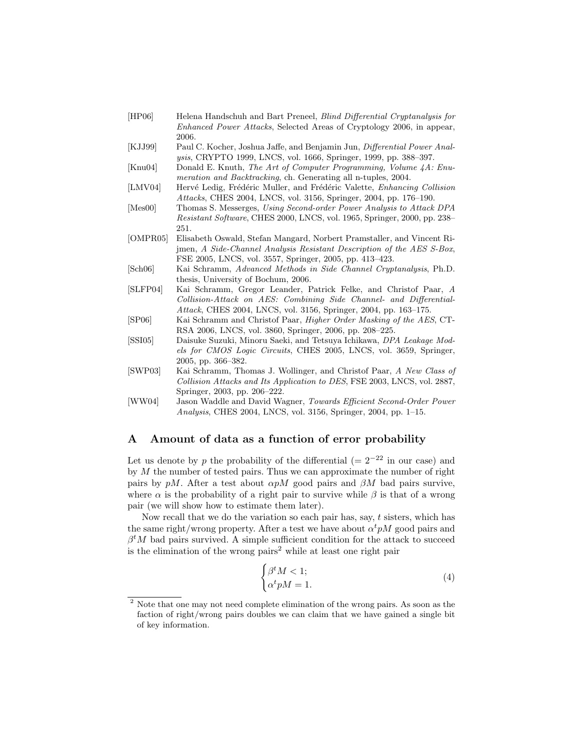[HP06] Helena Handschuh and Bart Preneel, *Blind Differential Cryptanalysis for Enhanced Power Attacks*, Selected Areas of Cryptology 2006, in appear, 2006.

[KJJ99] Paul C. Kocher, Joshua Jaffe, and Benjamin Jun, *Differential Power Analysis*, CRYPTO 1999, LNCS, vol. 1666, Springer, 1999, pp. 388–397.

[Knu04] Donald E. Knuth, *The Art of Computer Programming, Volume 4A: Enumeration and Backtracking*, ch. Generating all n-tuples, 2004.

[LMV04] Hervé Ledig, Frédéric Muller, and Frédéric Valette, *Enhancing Collision Attacks*, CHES 2004, LNCS, vol. 3156, Springer, 2004, pp. 176–190.

[Mes00] Thomas S. Messerges, *Using Second-order Power Analysis to Attack DPA Resistant Software*, CHES 2000, LNCS, vol. 1965, Springer, 2000, pp. 238–251.

[OMPR05] Elisabeth Oswald, Stefan Mangard, Norbert Pramstaller, and Vincent Rijmen, *A Side-Channel Analysis Resistant Description of the AES S-Box*, FSE 2005, LNCS, vol. 3557, Springer, 2005, pp. 413–423.

[Sch06] Kai Schramm, *Advanced Methods in Side Channel Cryptanalysis*, Ph.D. thesis, University of Bochum, 2006.

[SLFP04] Kai Schramm, Gregor Leander, Patrick Felke, and Christof Paar, *A Collision-Attack on AES: Combining Side Channel- and Differential-Attack*, CHES 2004, LNCS, vol. 3156, Springer, 2004, pp. 163–175.

[SP06] Kai Schramm and Christof Paar, *Higher Order Masking of the AES*, CT-RSA 2006, LNCS, vol. 3860, Springer, 2006, pp. 208–225.

[SSI05] Daisuke Suzuki, Minoru Saeki, and Tetsuya Ichikawa, *DPA Leakage Models for CMOS Logic Circuits*, CHES 2005, LNCS, vol. 3659, Springer, 2005, pp. 366–382.

[SWP03] Kai Schramm, Thomas J. Wollinger, and Christof Paar, *A New Class of Collision Attacks and Its Application to DES*, FSE 2003, LNCS, vol. 2887, Springer, 2003, pp. 206–222.

[WW04] Jason Waddle and David Wagner, *Towards Efficient Second-Order Power Analysis*, CHES 2004, LNCS, vol. 3156, Springer, 2004, pp. 1–15.

## A Amount of data as a function of error probability

Let us denote by $p$ the probability of the differential ($= 2^{-22}$ in our case) and by $M$ the number of tested pairs. Thus we can approximate the number of right pairs by $pM$. After a test about $\alpha pM$ good pairs and $\beta M$ bad pairs survive, where $\alpha$ is the probability of a right pair to survive while $\beta$ is that of a wrong pair (we will show how to estimate them later).

Now recall that we do the variation so each pair has, say, $t$ sisters, which has the same right/wrong property. After a test we have about $\alpha^t pM$ good pairs and $\beta^t M$ bad pairs survived. A simple sufficient condition for the attack to succeed is the elimination of the wrong pairs[2] while at least one right pair

$$\begin{cases} \beta^t M < 1; \\ \alpha^t pM = 1. \end{cases} \tag{4}$$

[2] Note that one may not need complete elimination of the wrong pairs. As soon as the faction of right/wrong pairs doubles we can claim that we have gained a single bit of key information.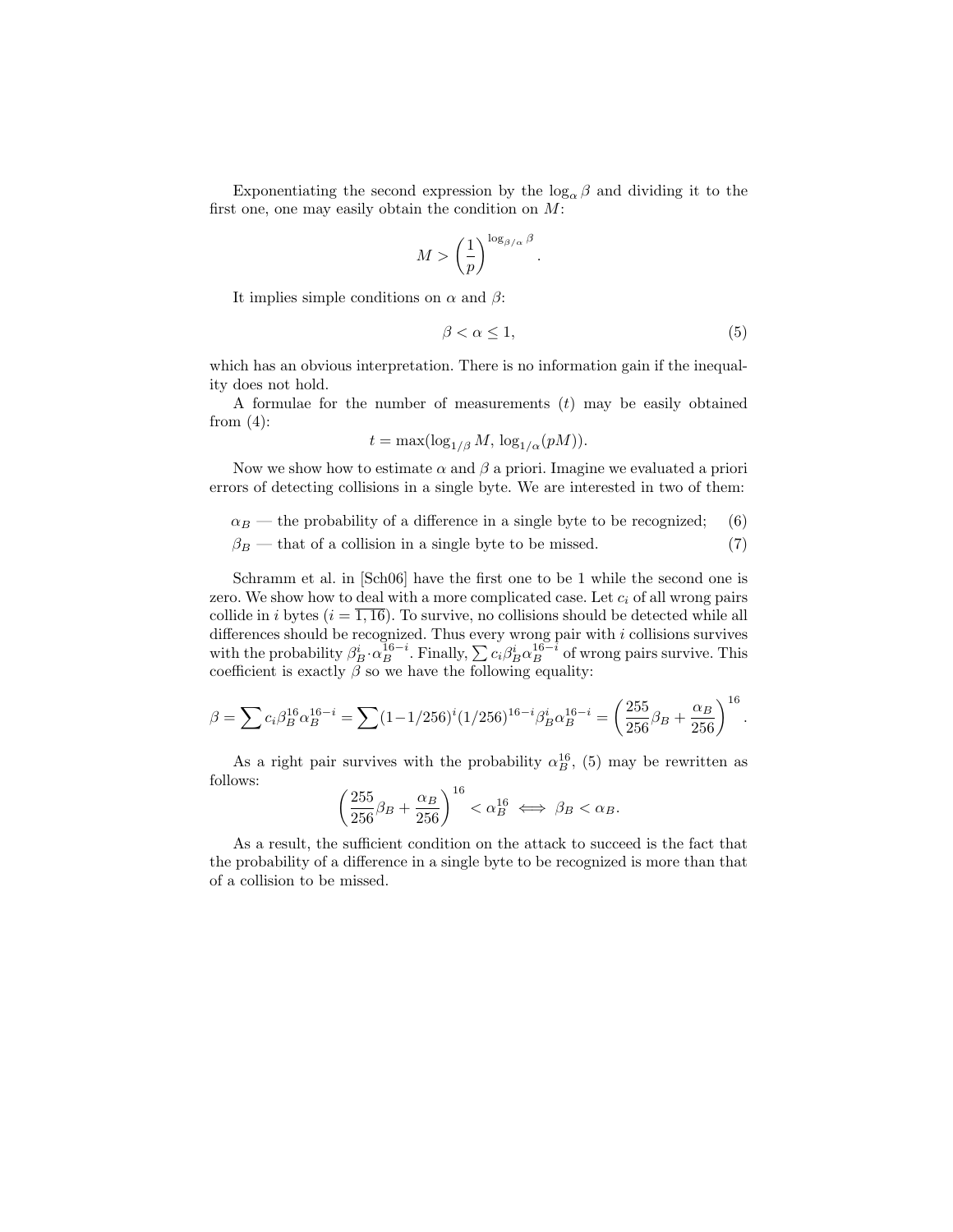Exponentiating the second expression by the $\log_\alpha \beta$ and dividing it to the first one, one may easily obtain the condition on $M$:

$$M > \left(\frac{1}{p}\right)^{\log_{\beta/\alpha} \beta}.$$

It implies simple conditions on $\alpha$ and $\beta$:

$$\beta < \alpha \leq 1, \tag{5}$$

which has an obvious interpretation. There is no information gain if the inequality does not hold.

A formulae for the number of measurements ($t$) may be easily obtained from (4):

$$t = \max(\log_{1/\beta} M,\, \log_{1/\alpha}(pM)).$$

Now we show how to estimate $\alpha$ and $\beta$ a priori. Imagine we evaluated a priori errors of detecting collisions in a single byte. We are interested in two of them:

$$\alpha_B \text{ — the probability of a difference in a single byte to be recognized;} \tag{6}$$

$$\beta_B \text{ — that of a collision in a single byte to be missed.} \tag{7}$$

Schramm et al. in [Sch06] have the first one to be 1 while the second one is zero. We show how to deal with a more complicated case. Let $c_i$ of all wrong pairs collide in $i$ bytes ($i = \overline{1, 16}$). To survive, no collisions should be detected while all differences should be recognized. Thus every wrong pair with $i$ collisions survives with the probability $\beta_B^i \cdot \alpha_B^{16-i}$. Finally, $\sum c_i \beta_B^i \alpha_B^{16-i}$ of wrong pairs survive. This coefficient is exactly $\beta$ so we have the following equality:

$$\beta = \sum c_i \beta_B^{16} \alpha_B^{16-i} = \sum (1 - 1/256)^i (1/256)^{16-i} \beta_B^i \alpha_B^{16-i} = \left(\frac{255}{256}\beta_B + \frac{\alpha_B}{256}\right)^{16}.$$

As a right pair survives with the probability $\alpha_B^{16}$, (5) may be rewritten as follows:

$$\left(\frac{255}{256}\beta_B + \frac{\alpha_B}{256}\right)^{16} < \alpha_B^{16} \iff \beta_B < \alpha_B.$$

As a result, the sufficient condition on the attack to succeed is the fact that the probability of a difference in a single byte to be recognized is more than that of a collision to be missed.